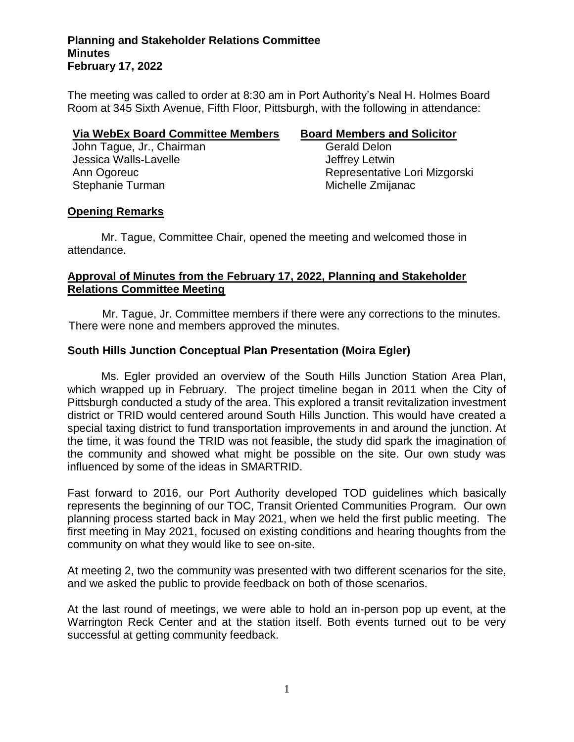**Planning and Stakeholder Relations Committee**
**Minutes**
**February 17, 2022**

The meeting was called to order at 8:30 am in Port Authority's Neal H. Holmes Board Room at 345 Sixth Avenue, Fifth Floor, Pittsburgh, with the following in attendance:

| **Via WebEx Board Committee Members** | **Board Members and Solicitor** |
| --- | --- |
| John Tague, Jr., Chairman | Gerald Delon |
| Jessica Walls-Lavelle | Jeffrey Letwin |
| Ann Ogoreuc | Representative Lori Mizgorski |
| Stephanie Turman | Michelle Zmijanac |

## Opening Remarks

Mr. Tague, Committee Chair, opened the meeting and welcomed those in attendance.

## Approval of Minutes from the February 17, 2022, Planning and Stakeholder Relations Committee Meeting

Mr. Tague, Jr. Committee members if there were any corrections to the minutes. There were none and members approved the minutes.

## South Hills Junction Conceptual Plan Presentation (Moira Egler)

Ms. Egler provided an overview of the South Hills Junction Station Area Plan, which wrapped up in February. The project timeline began in 2011 when the City of Pittsburgh conducted a study of the area. This explored a transit revitalization investment district or TRID would centered around South Hills Junction. This would have created a special taxing district to fund transportation improvements in and around the junction. At the time, it was found the TRID was not feasible, the study did spark the imagination of the community and showed what might be possible on the site. Our own study was influenced by some of the ideas in SMARTRID.

Fast forward to 2016, our Port Authority developed TOD guidelines which basically represents the beginning of our TOC, Transit Oriented Communities Program. Our own planning process started back in May 2021, when we held the first public meeting. The first meeting in May 2021, focused on existing conditions and hearing thoughts from the community on what they would like to see on-site.

At meeting 2, two the community was presented with two different scenarios for the site, and we asked the public to provide feedback on both of those scenarios.

At the last round of meetings, we were able to hold an in-person pop up event, at the Warrington Reck Center and at the station itself. Both events turned out to be very successful at getting community feedback.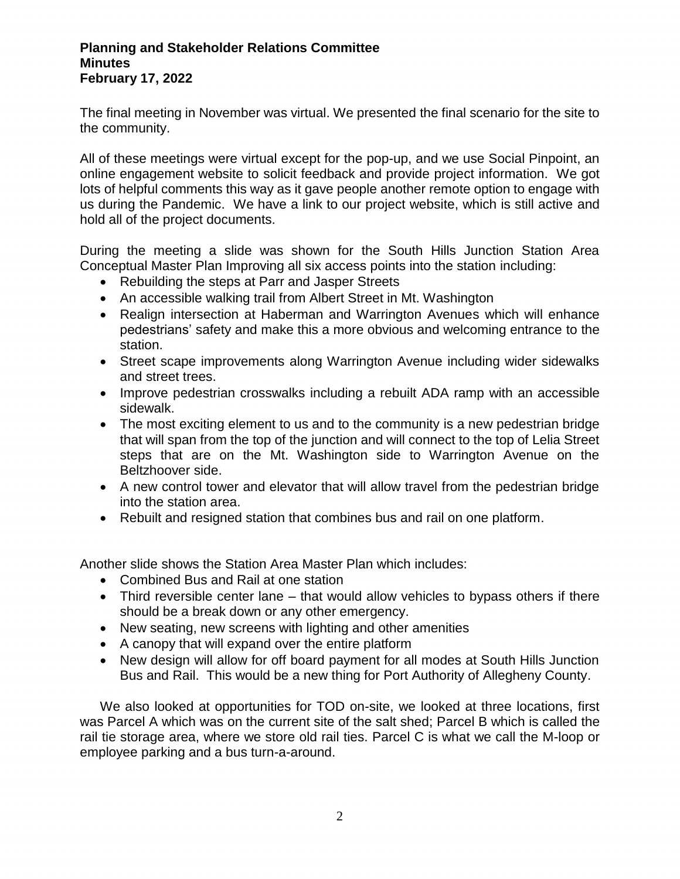The final meeting in November was virtual. We presented the final scenario for the site to the community.

All of these meetings were virtual except for the pop-up, and we use Social Pinpoint, an online engagement website to solicit feedback and provide project information. We got lots of helpful comments this way as it gave people another remote option to engage with us during the Pandemic. We have a link to our project website, which is still active and hold all of the project documents.

During the meeting a slide was shown for the South Hills Junction Station Area Conceptual Master Plan Improving all six access points into the station including:

- Rebuilding the steps at Parr and Jasper Streets
- An accessible walking trail from Albert Street in Mt. Washington
- Realign intersection at Haberman and Warrington Avenues which will enhance pedestrians' safety and make this a more obvious and welcoming entrance to the station.
- Street scape improvements along Warrington Avenue including wider sidewalks and street trees.
- Improve pedestrian crosswalks including a rebuilt ADA ramp with an accessible sidewalk.
- The most exciting element to us and to the community is a new pedestrian bridge that will span from the top of the junction and will connect to the top of Lelia Street steps that are on the Mt. Washington side to Warrington Avenue on the Beltzhoover side.
- A new control tower and elevator that will allow travel from the pedestrian bridge into the station area.
- Rebuilt and resigned station that combines bus and rail on one platform.

Another slide shows the Station Area Master Plan which includes:

- Combined Bus and Rail at one station
- Third reversible center lane – that would allow vehicles to bypass others if there should be a break down or any other emergency.
- New seating, new screens with lighting and other amenities
- A canopy that will expand over the entire platform
- New design will allow for off board payment for all modes at South Hills Junction Bus and Rail. This would be a new thing for Port Authority of Allegheny County.

We also looked at opportunities for TOD on-site, we looked at three locations, first was Parcel A which was on the current site of the salt shed; Parcel B which is called the rail tie storage area, where we store old rail ties. Parcel C is what we call the M-loop or employee parking and a bus turn-a-around.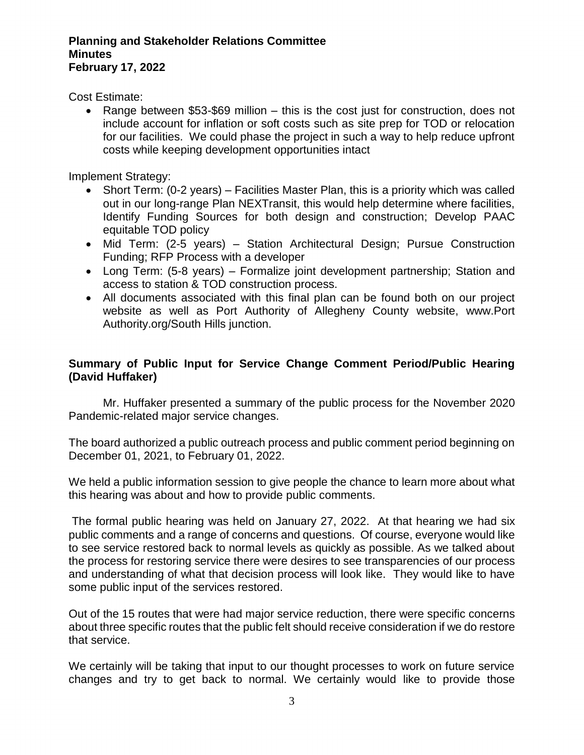Cost Estimate:

- Range between \$53-\$69 million – this is the cost just for construction, does not include account for inflation or soft costs such as site prep for TOD or relocation for our facilities. We could phase the project in such a way to help reduce upfront costs while keeping development opportunities intact

Implement Strategy:

- Short Term: (0-2 years) – Facilities Master Plan, this is a priority which was called out in our long-range Plan NEXTransit, this would help determine where facilities, Identify Funding Sources for both design and construction; Develop PAAC equitable TOD policy
- Mid Term: (2-5 years) – Station Architectural Design; Pursue Construction Funding; RFP Process with a developer
- Long Term: (5-8 years) – Formalize joint development partnership; Station and access to station & TOD construction process.
- All documents associated with this final plan can be found both on our project website as well as Port Authority of Allegheny County website, www.Port Authority.org/South Hills junction.

**Summary of Public Input for Service Change Comment Period/Public Hearing (David Huffaker)**

Mr. Huffaker presented a summary of the public process for the November 2020 Pandemic-related major service changes.

The board authorized a public outreach process and public comment period beginning on December 01, 2021, to February 01, 2022.

We held a public information session to give people the chance to learn more about what this hearing was about and how to provide public comments.

The formal public hearing was held on January 27, 2022. At that hearing we had six public comments and a range of concerns and questions. Of course, everyone would like to see service restored back to normal levels as quickly as possible. As we talked about the process for restoring service there were desires to see transparencies of our process and understanding of what that decision process will look like. They would like to have some public input of the services restored.

Out of the 15 routes that were had major service reduction, there were specific concerns about three specific routes that the public felt should receive consideration if we do restore that service.

We certainly will be taking that input to our thought processes to work on future service changes and try to get back to normal. We certainly would like to provide those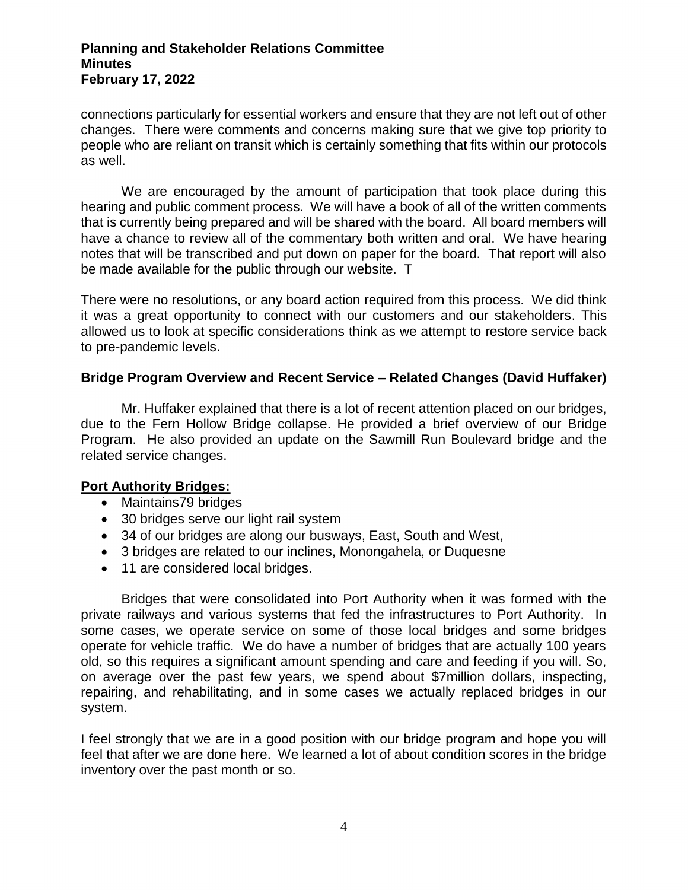connections particularly for essential workers and ensure that they are not left out of other changes. There were comments and concerns making sure that we give top priority to people who are reliant on transit which is certainly something that fits within our protocols as well.

We are encouraged by the amount of participation that took place during this hearing and public comment process. We will have a book of all of the written comments that is currently being prepared and will be shared with the board. All board members will have a chance to review all of the commentary both written and oral. We have hearing notes that will be transcribed and put down on paper for the board. That report will also be made available for the public through our website. T

There were no resolutions, or any board action required from this process. We did think it was a great opportunity to connect with our customers and our stakeholders. This allowed us to look at specific considerations think as we attempt to restore service back to pre-pandemic levels.

**Bridge Program Overview and Recent Service – Related Changes (David Huffaker)**

Mr. Huffaker explained that there is a lot of recent attention placed on our bridges, due to the Fern Hollow Bridge collapse. He provided a brief overview of our Bridge Program. He also provided an update on the Sawmill Run Boulevard bridge and the related service changes.

**Port Authority Bridges:**

- Maintains79 bridges
- 30 bridges serve our light rail system
- 34 of our bridges are along our busways, East, South and West,
- 3 bridges are related to our inclines, Monongahela, or Duquesne
- 11 are considered local bridges.

Bridges that were consolidated into Port Authority when it was formed with the private railways and various systems that fed the infrastructures to Port Authority. In some cases, we operate service on some of those local bridges and some bridges operate for vehicle traffic. We do have a number of bridges that are actually 100 years old, so this requires a significant amount spending and care and feeding if you will. So, on average over the past few years, we spend about $7million dollars, inspecting, repairing, and rehabilitating, and in some cases we actually replaced bridges in our system.

I feel strongly that we are in a good position with our bridge program and hope you will feel that after we are done here. We learned a lot of about condition scores in the bridge inventory over the past month or so.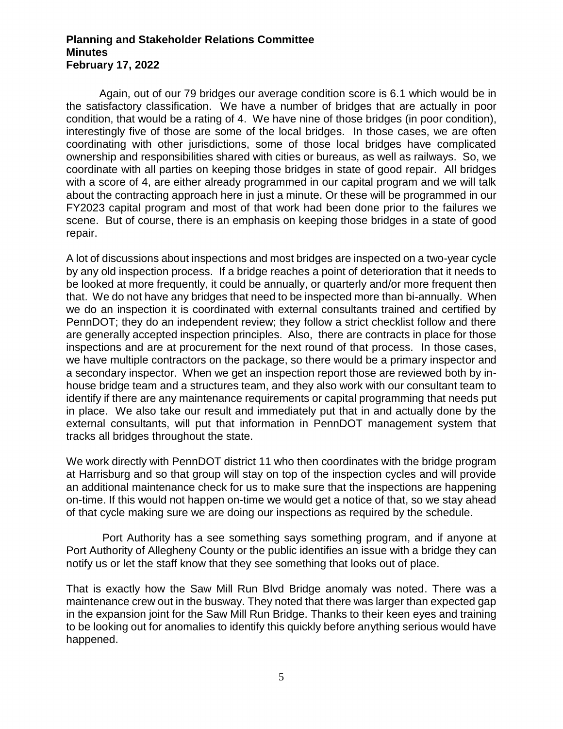Again, out of our 79 bridges our average condition score is 6.1 which would be in the satisfactory classification. We have a number of bridges that are actually in poor condition, that would be a rating of 4. We have nine of those bridges (in poor condition), interestingly five of those are some of the local bridges. In those cases, we are often coordinating with other jurisdictions, some of those local bridges have complicated ownership and responsibilities shared with cities or bureaus, as well as railways. So, we coordinate with all parties on keeping those bridges in state of good repair. All bridges with a score of 4, are either already programmed in our capital program and we will talk about the contracting approach here in just a minute. Or these will be programmed in our FY2023 capital program and most of that work had been done prior to the failures we scene. But of course, there is an emphasis on keeping those bridges in a state of good repair.

A lot of discussions about inspections and most bridges are inspected on a two-year cycle by any old inspection process. If a bridge reaches a point of deterioration that it needs to be looked at more frequently, it could be annually, or quarterly and/or more frequent then that. We do not have any bridges that need to be inspected more than bi-annually. When we do an inspection it is coordinated with external consultants trained and certified by PennDOT; they do an independent review; they follow a strict checklist follow and there are generally accepted inspection principles. Also, there are contracts in place for those inspections and are at procurement for the next round of that process. In those cases, we have multiple contractors on the package, so there would be a primary inspector and a secondary inspector. When we get an inspection report those are reviewed both by in-house bridge team and a structures team, and they also work with our consultant team to identify if there are any maintenance requirements or capital programming that needs put in place. We also take our result and immediately put that in and actually done by the external consultants, will put that information in PennDOT management system that tracks all bridges throughout the state.

We work directly with PennDOT district 11 who then coordinates with the bridge program at Harrisburg and so that group will stay on top of the inspection cycles and will provide an additional maintenance check for us to make sure that the inspections are happening on-time. If this would not happen on-time we would get a notice of that, so we stay ahead of that cycle making sure we are doing our inspections as required by the schedule.

Port Authority has a see something says something program, and if anyone at Port Authority of Allegheny County or the public identifies an issue with a bridge they can notify us or let the staff know that they see something that looks out of place.

That is exactly how the Saw Mill Run Blvd Bridge anomaly was noted. There was a maintenance crew out in the busway. They noted that there was larger than expected gap in the expansion joint for the Saw Mill Run Bridge. Thanks to their keen eyes and training to be looking out for anomalies to identify this quickly before anything serious would have happened.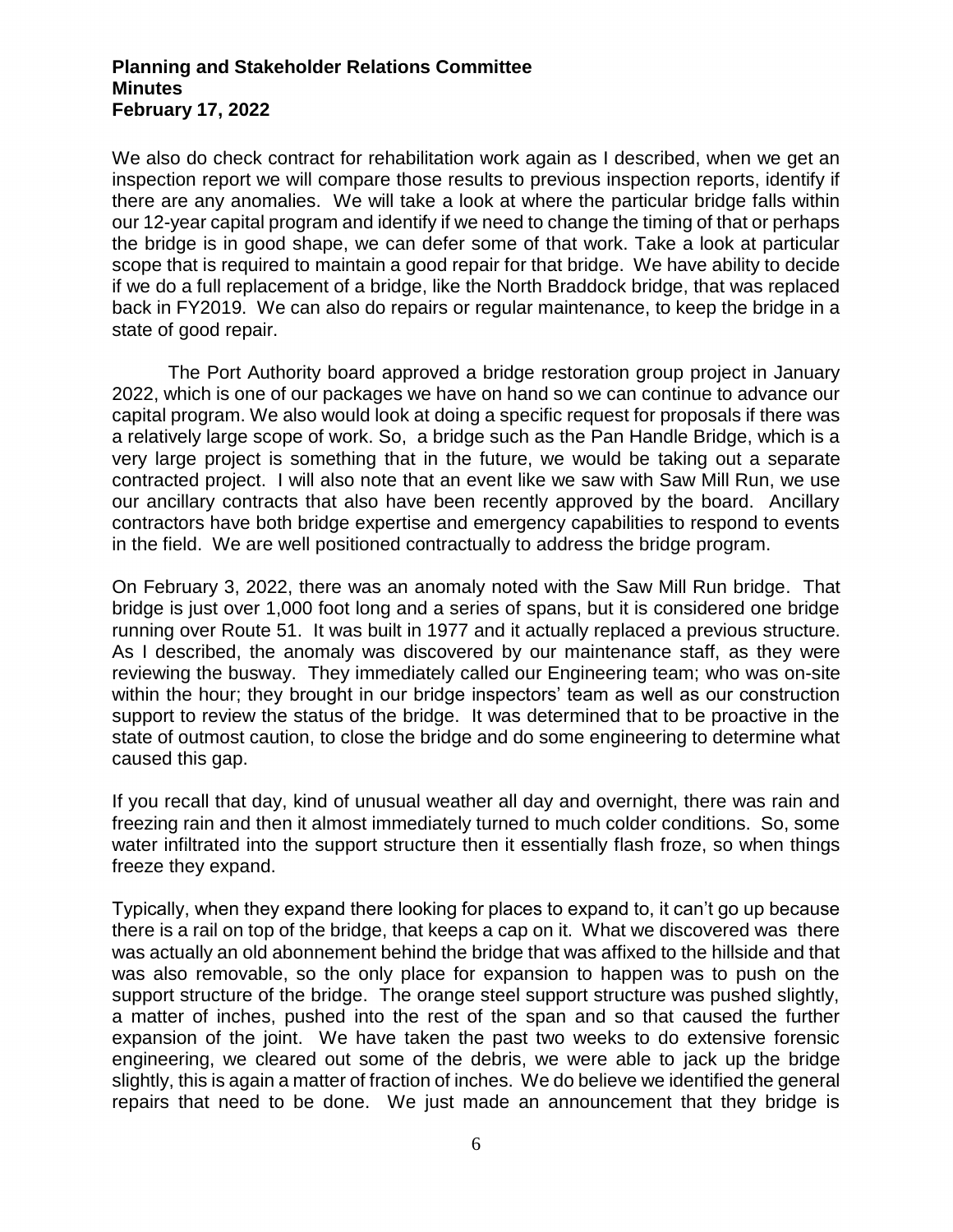We also do check contract for rehabilitation work again as I described, when we get an inspection report we will compare those results to previous inspection reports, identify if there are any anomalies. We will take a look at where the particular bridge falls within our 12-year capital program and identify if we need to change the timing of that or perhaps the bridge is in good shape, we can defer some of that work. Take a look at particular scope that is required to maintain a good repair for that bridge. We have ability to decide if we do a full replacement of a bridge, like the North Braddock bridge, that was replaced back in FY2019. We can also do repairs or regular maintenance, to keep the bridge in a state of good repair.

The Port Authority board approved a bridge restoration group project in January 2022, which is one of our packages we have on hand so we can continue to advance our capital program. We also would look at doing a specific request for proposals if there was a relatively large scope of work. So, a bridge such as the Pan Handle Bridge, which is a very large project is something that in the future, we would be taking out a separate contracted project. I will also note that an event like we saw with Saw Mill Run, we use our ancillary contracts that also have been recently approved by the board. Ancillary contractors have both bridge expertise and emergency capabilities to respond to events in the field. We are well positioned contractually to address the bridge program.

On February 3, 2022, there was an anomaly noted with the Saw Mill Run bridge. That bridge is just over 1,000 foot long and a series of spans, but it is considered one bridge running over Route 51. It was built in 1977 and it actually replaced a previous structure. As I described, the anomaly was discovered by our maintenance staff, as they were reviewing the busway. They immediately called our Engineering team; who was on-site within the hour; they brought in our bridge inspectors' team as well as our construction support to review the status of the bridge. It was determined that to be proactive in the state of outmost caution, to close the bridge and do some engineering to determine what caused this gap.

If you recall that day, kind of unusual weather all day and overnight, there was rain and freezing rain and then it almost immediately turned to much colder conditions. So, some water infiltrated into the support structure then it essentially flash froze, so when things freeze they expand.

Typically, when they expand there looking for places to expand to, it can't go up because there is a rail on top of the bridge, that keeps a cap on it. What we discovered was there was actually an old abonnement behind the bridge that was affixed to the hillside and that was also removable, so the only place for expansion to happen was to push on the support structure of the bridge. The orange steel support structure was pushed slightly, a matter of inches, pushed into the rest of the span and so that caused the further expansion of the joint. We have taken the past two weeks to do extensive forensic engineering, we cleared out some of the debris, we were able to jack up the bridge slightly, this is again a matter of fraction of inches. We do believe we identified the general repairs that need to be done. We just made an announcement that they bridge is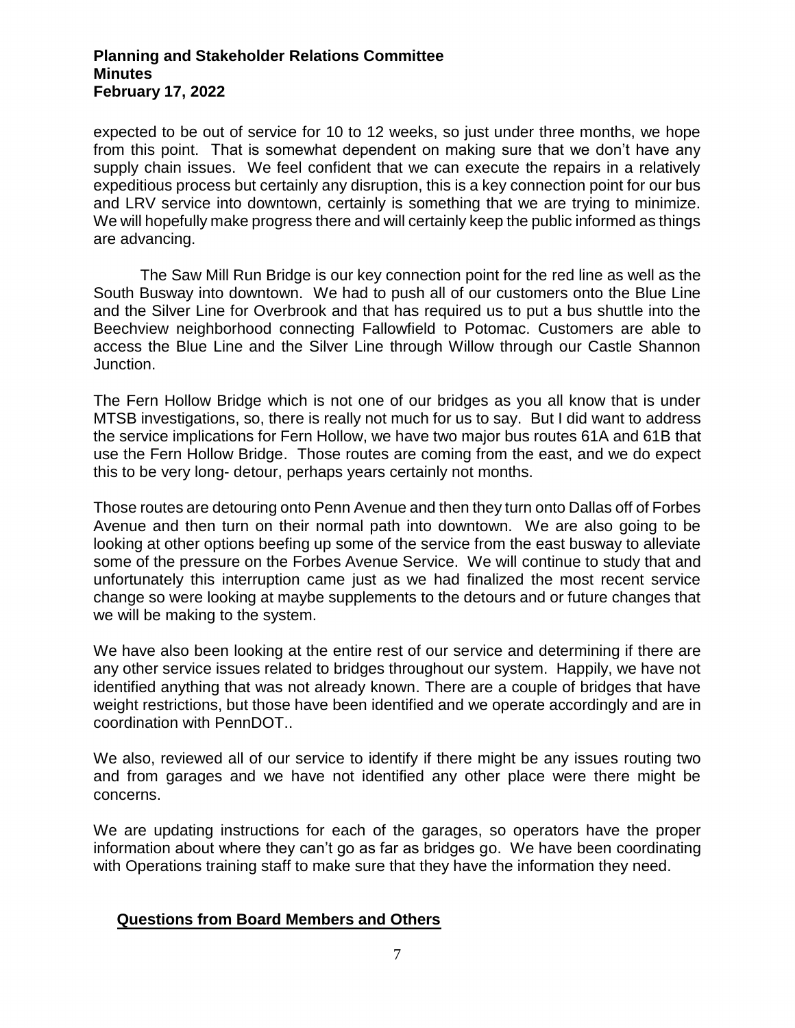expected to be out of service for 10 to 12 weeks, so just under three months, we hope from this point. That is somewhat dependent on making sure that we don't have any supply chain issues. We feel confident that we can execute the repairs in a relatively expeditious process but certainly any disruption, this is a key connection point for our bus and LRV service into downtown, certainly is something that we are trying to minimize. We will hopefully make progress there and will certainly keep the public informed as things are advancing.

The Saw Mill Run Bridge is our key connection point for the red line as well as the South Busway into downtown. We had to push all of our customers onto the Blue Line and the Silver Line for Overbrook and that has required us to put a bus shuttle into the Beechview neighborhood connecting Fallowfield to Potomac. Customers are able to access the Blue Line and the Silver Line through Willow through our Castle Shannon Junction.

The Fern Hollow Bridge which is not one of our bridges as you all know that is under MTSB investigations, so, there is really not much for us to say. But I did want to address the service implications for Fern Hollow, we have two major bus routes 61A and 61B that use the Fern Hollow Bridge. Those routes are coming from the east, and we do expect this to be very long- detour, perhaps years certainly not months.

Those routes are detouring onto Penn Avenue and then they turn onto Dallas off of Forbes Avenue and then turn on their normal path into downtown. We are also going to be looking at other options beefing up some of the service from the east busway to alleviate some of the pressure on the Forbes Avenue Service. We will continue to study that and unfortunately this interruption came just as we had finalized the most recent service change so were looking at maybe supplements to the detours and or future changes that we will be making to the system.

We have also been looking at the entire rest of our service and determining if there are any other service issues related to bridges throughout our system. Happily, we have not identified anything that was not already known. There are a couple of bridges that have weight restrictions, but those have been identified and we operate accordingly and are in coordination with PennDOT..

We also, reviewed all of our service to identify if there might be any issues routing two and from garages and we have not identified any other place were there might be concerns.

We are updating instructions for each of the garages, so operators have the proper information about where they can't go as far as bridges go. We have been coordinating with Operations training staff to make sure that they have the information they need.

## Questions from Board Members and Others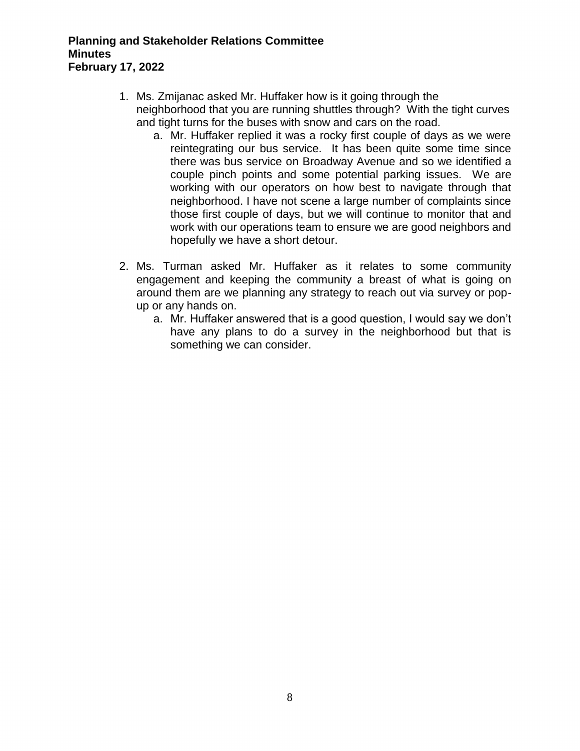1. Ms. Zmijanac asked Mr. Huffaker how is it going through the neighborhood that you are running shuttles through? With the tight curves and tight turns for the buses with snow and cars on the road.
   a. Mr. Huffaker replied it was a rocky first couple of days as we were reintegrating our bus service. It has been quite some time since there was bus service on Broadway Avenue and so we identified a couple pinch points and some potential parking issues. We are working with our operators on how best to navigate through that neighborhood. I have not scene a large number of complaints since those first couple of days, but we will continue to monitor that and work with our operations team to ensure we are good neighbors and hopefully we have a short detour.

2. Ms. Turman asked Mr. Huffaker as it relates to some community engagement and keeping the community a breast of what is going on around them are we planning any strategy to reach out via survey or pop-up or any hands on.
   a. Mr. Huffaker answered that is a good question, I would say we don't have any plans to do a survey in the neighborhood but that is something we can consider.